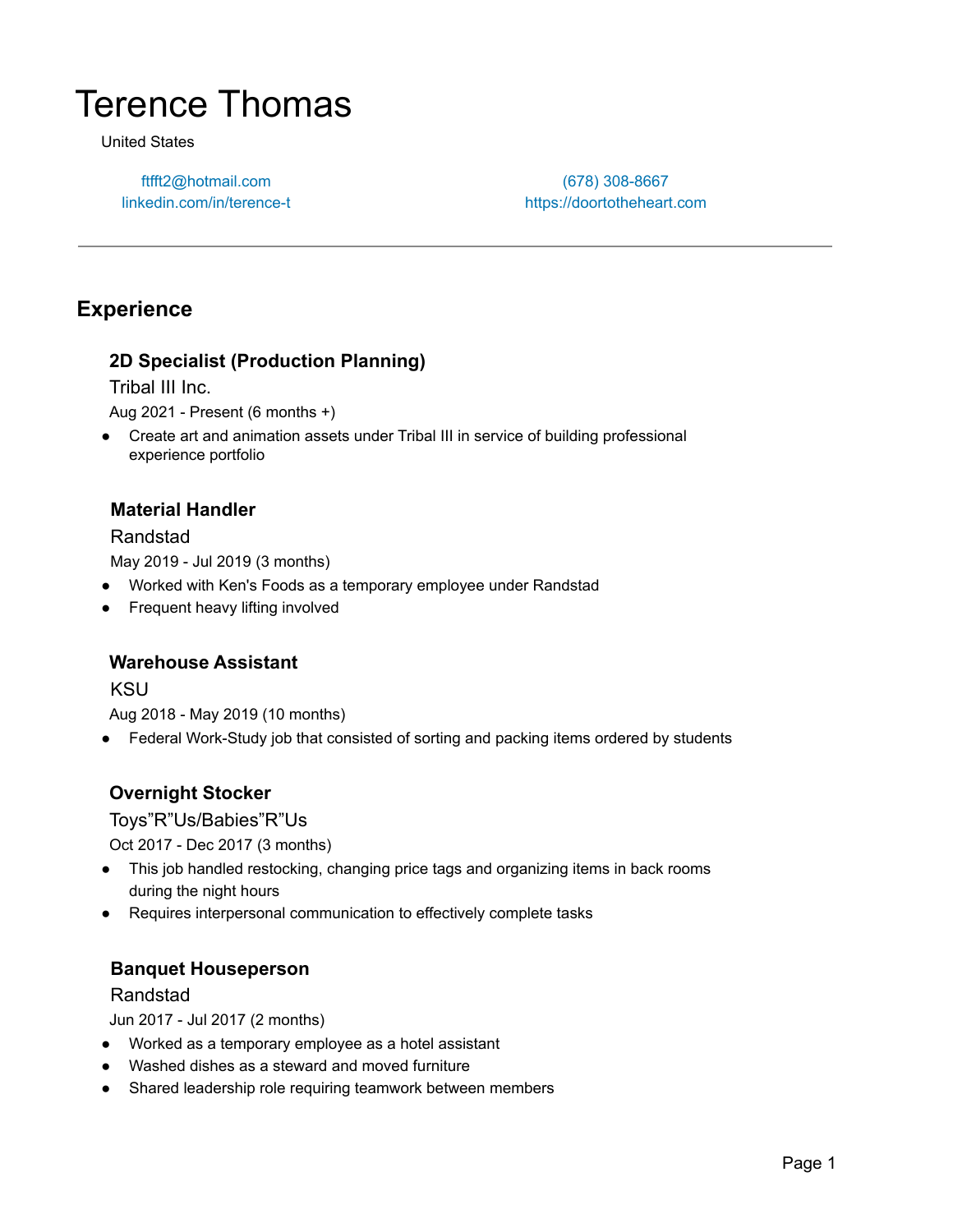# Terence Thomas

United States

ftfft2@hotmail.com
linkedin.com/in/terence-t

(678) 308-8667
https://doortotheheart.com

---

## Experience

### 2D Specialist (Production Planning)

Tribal III Inc.

Aug 2021 - Present (6 months +)

- Create art and animation assets under Tribal III in service of building professional experience portfolio

### Material Handler

Randstad

May 2019 - Jul 2019 (3 months)

- Worked with Ken's Foods as a temporary employee under Randstad
- Frequent heavy lifting involved

### Warehouse Assistant

KSU

Aug 2018 - May 2019 (10 months)

- Federal Work-Study job that consisted of sorting and packing items ordered by students

### Overnight Stocker

Toys"R"Us/Babies"R"Us

Oct 2017 - Dec 2017 (3 months)

- This job handled restocking, changing price tags and organizing items in back rooms during the night hours
- Requires interpersonal communication to effectively complete tasks

### Banquet Houseperson

Randstad

Jun 2017 - Jul 2017 (2 months)

- Worked as a temporary employee as a hotel assistant
- Washed dishes as a steward and moved furniture
- Shared leadership role requiring teamwork between members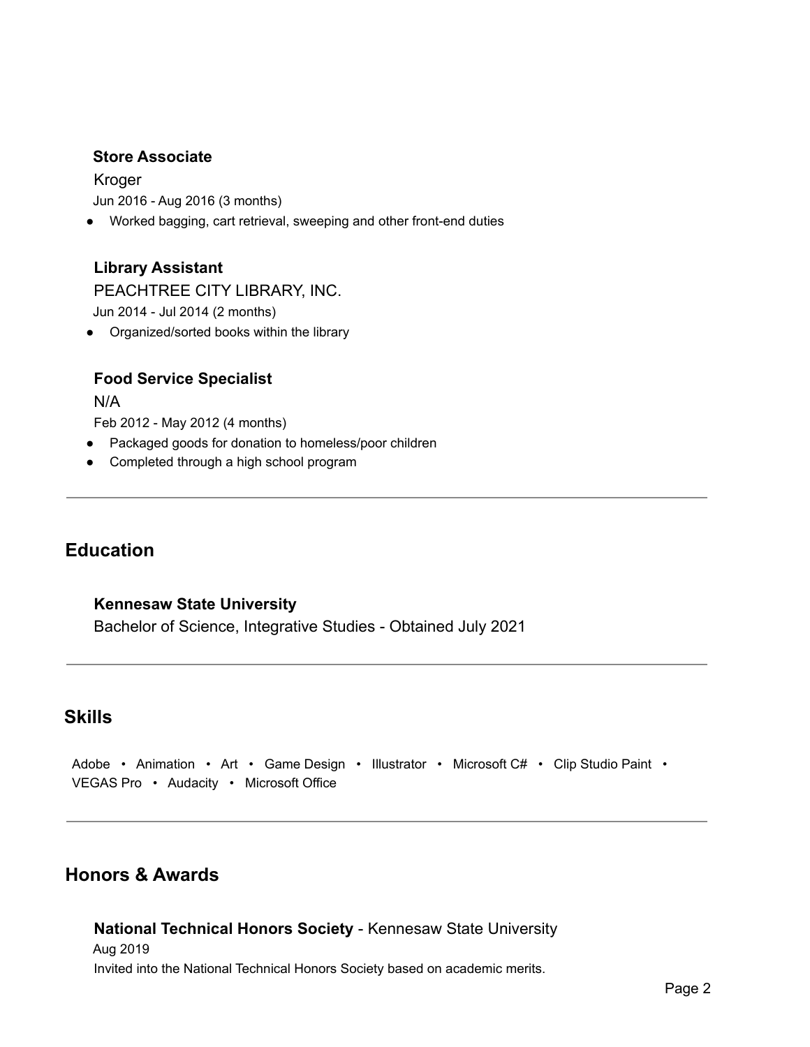### Store Associate

Kroger

Jun 2016 - Aug 2016 (3 months)

- Worked bagging, cart retrieval, sweeping and other front-end duties

### Library Assistant

PEACHTREE CITY LIBRARY, INC.

Jun 2014 - Jul 2014 (2 months)

- Organized/sorted books within the library

### Food Service Specialist

N/A

Feb 2012 - May 2012 (4 months)

- Packaged goods for donation to homeless/poor children
- Completed through a high school program

---

## Education

### Kennesaw State University

Bachelor of Science, Integrative Studies - Obtained July 2021

---

## Skills

Adobe • Animation • Art • Game Design • Illustrator • Microsoft C# • Clip Studio Paint • VEGAS Pro • Audacity • Microsoft Office

---

## Honors & Awards

**National Technical Honors Society** - Kennesaw State University

Aug 2019

Invited into the National Technical Honors Society based on academic merits.